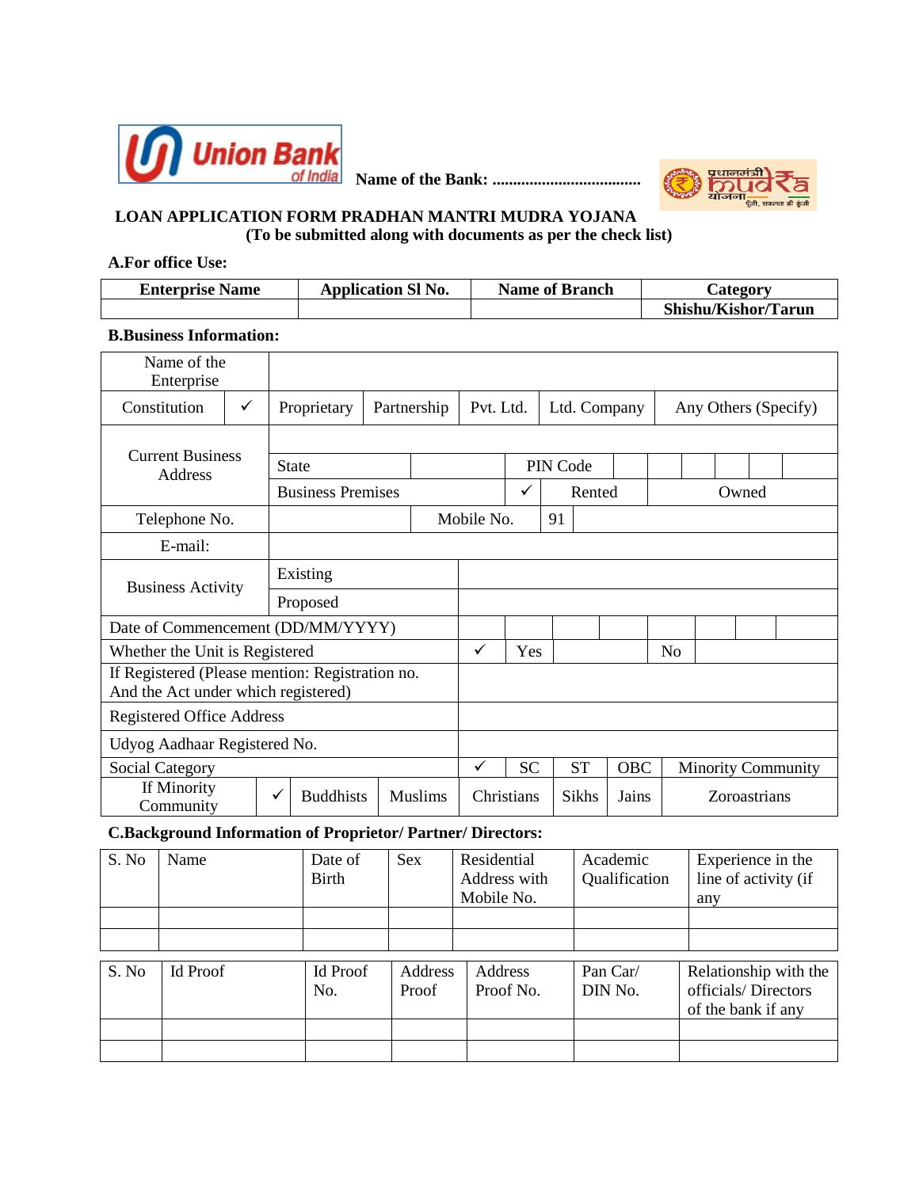Union Bank of India **Name of the Bank: ...................................**

प्रधानमंत्री मुद्रा योजना — पूँजी, सफलता की कुंजी

**LOAN APPLICATION FORM PRADHAN MANTRI MUDRA YOJANA**
**(To be submitted along with documents as per the check list)**

**A.For office Use:**

| Enterprise Name | Application Sl No. | Name of Branch | Category |
|---|---|---|---|
| | | | Shishu/Kishor/Tarun |

**B.Business Information:**

| | | | | | | | | | | |
|---|---|---|---|---|---|---|---|---|---|---|
| Name of the Enterprise | | | | | | | | | | |
| Constitution | ✓ | Proprietary | Partnership | Pvt. Ltd. | Ltd. Company | Any Others (Specify) | | | | |
| Current Business Address | | | | | | | | | | |
| | State | | PIN Code | | | | | | | |
| | Business Premises | | ✓ | Rented | Owned | | | | | |
| Telephone No. | | Mobile No. | 91 | | | | | | | |
| E-mail: | | | | | | | | | | |
| Business Activity | Existing | | | | | | | | | |
| | Proposed | | | | | | | | | |
| Date of Commencement (DD/MM/YYYY) | | | | | | | | | | |
| Whether the Unit is Registered | ✓ | Yes | | No | | | | | | |
| If Registered (Please mention: Registration no. And the Act under which registered) | | | | | | | | | | |
| Registered Office Address | | | | | | | | | | |
| Udyog Aadhaar Registered No. | | | | | | | | | | |
| Social Category | ✓ | SC | ST | OBC | Minority Community | | | | | |
| If Minority Community | ✓ | Buddhists | Muslims | Christians | Sikhs | Jains | Zoroastrians | | | |

**C.Background Information of Proprietor/ Partner/ Directors:**

| S. No | Name | Date of Birth | Sex | Residential Address with Mobile No. | Academic Qualification | Experience in the line of activity (if any |
|---|---|---|---|---|---|---|
| | | | | | | |
| | | | | | | |

| S. No | Id Proof | Id Proof No. | Address Proof | Address Proof No. | Pan Car/ DIN No. | Relationship with the officials/ Directors of the bank if any |
|---|---|---|---|---|---|---|
| | | | | | | |
| | | | | | | |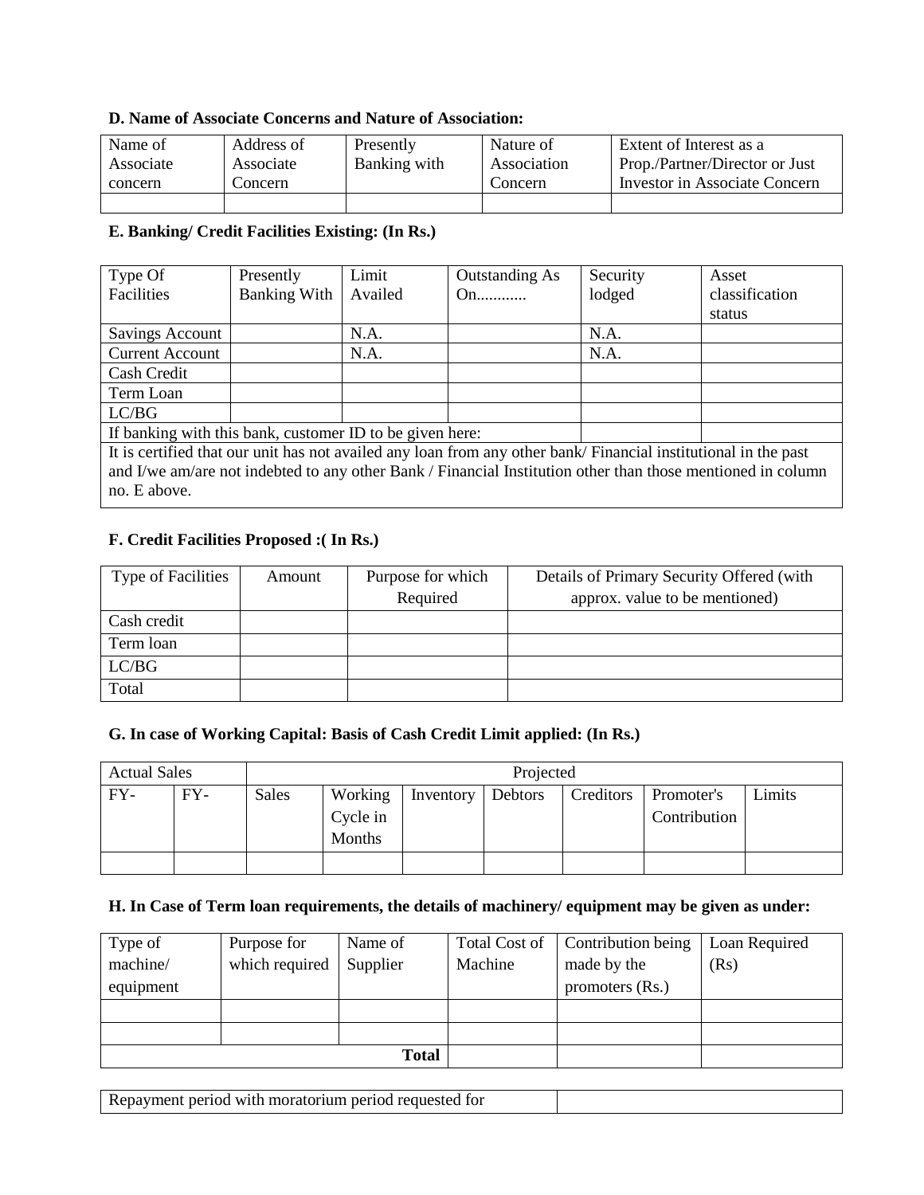**D. Name of Associate Concerns and Nature of Association:**

| Name of Associate concern | Address of Associate Concern | Presently Banking with | Nature of Association Concern | Extent of Interest as a Prop./Partner/Director or Just Investor in Associate Concern |
|---|---|---|---|---|
| | | | | |

**E. Banking/ Credit Facilities Existing: (In Rs.)**

| Type Of Facilities | Presently Banking With | Limit Availed | Outstanding As On........... | Security lodged | Asset classification status |
|---|---|---|---|---|---|
| Savings Account | | N.A. | | N.A. | |
| Current Account | | N.A. | | N.A. | |
| Cash Credit | | | | | |
| Term Loan | | | | | |
| LC/BG | | | | | |
| If banking with this bank, customer ID to be given here: | | | | | |
| It is certified that our unit has not availed any loan from any other bank/ Financial institutional in the past and I/we am/are not indebted to any other Bank / Financial Institution other than those mentioned in column no. E above. | | | | | |

**F. Credit Facilities Proposed :( In Rs.)**

| Type of Facilities | Amount | Purpose for which Required | Details of Primary Security Offered (with approx. value to be mentioned) |
|---|---|---|---|
| Cash credit | | | |
| Term loan | | | |
| LC/BG | | | |
| Total | | | |

**G. In case of Working Capital: Basis of Cash Credit Limit applied: (In Rs.)**

| Actual Sales | | Projected | | | | | | |
|---|---|---|---|---|---|---|---|---|
| FY- | FY- | Sales | Working Cycle in Months | Inventory | Debtors | Creditors | Promoter's Contribution | Limits |
| | | | | | | | | |

**H. In Case of Term loan requirements, the details of machinery/ equipment may be given as under:**

| Type of machine/ equipment | Purpose for which required | Name of Supplier | Total Cost of Machine | Contribution being made by the promoters (Rs.) | Loan Required (Rs) |
|---|---|---|---|---|---|
| | | | | | |
| | | | | | |
| | | **Total** | | | |

| Repayment period with moratorium period requested for | |
|---|---|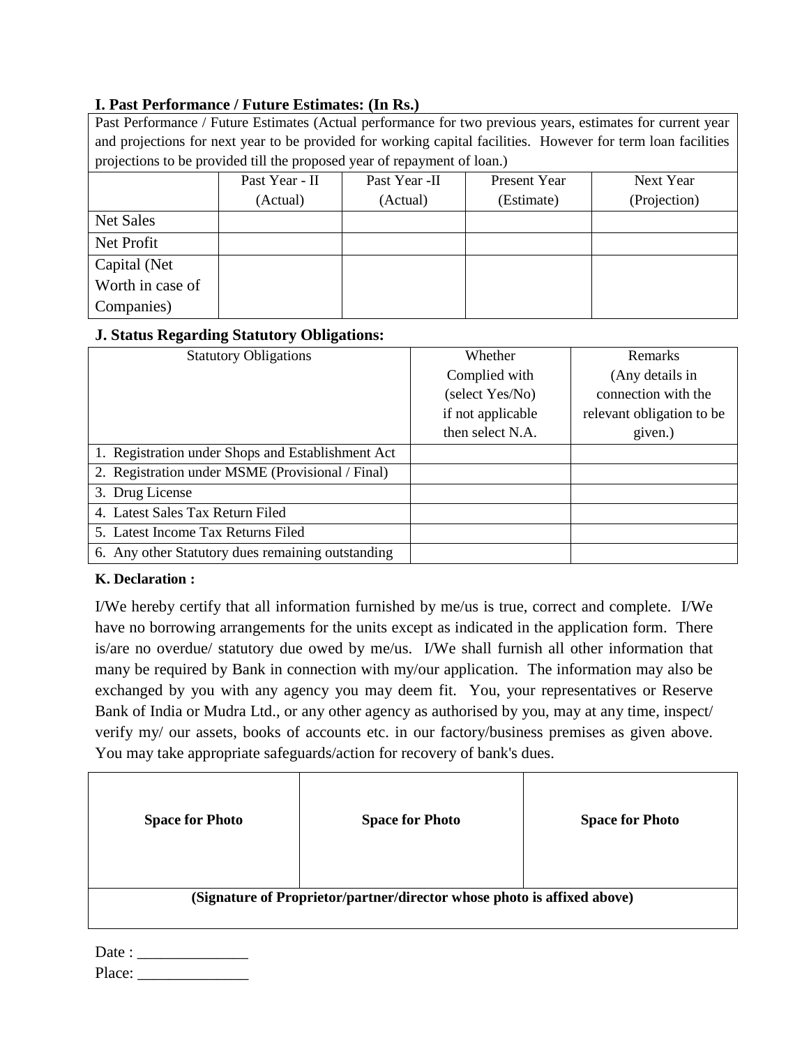### I. Past Performance / Future Estimates: (In Rs.)

Past Performance / Future Estimates (Actual performance for two previous years, estimates for current year and projections for next year to be provided for working capital facilities. However for term loan facilities projections to be provided till the proposed year of repayment of loan.)

| | Past Year - II (Actual) | Past Year -II (Actual) | Present Year (Estimate) | Next Year (Projection) |
|---|---|---|---|---|
| Net Sales | | | | |
| Net Profit | | | | |
| Capital (Net Worth in case of Companies) | | | | |

### J. Status Regarding Statutory Obligations:

| Statutory Obligations | Whether Complied with (select Yes/No) if not applicable then select N.A. | Remarks (Any details in connection with the relevant obligation to be given.) |
|---|---|---|
| 1. Registration under Shops and Establishment Act | | |
| 2. Registration under MSME (Provisional / Final) | | |
| 3. Drug License | | |
| 4. Latest Sales Tax Return Filed | | |
| 5. Latest Income Tax Returns Filed | | |
| 6. Any other Statutory dues remaining outstanding | | |

### K. Declaration :

I/We hereby certify that all information furnished by me/us is true, correct and complete. I/We have no borrowing arrangements for the units except as indicated in the application form. There is/are no overdue/ statutory due owed by me/us. I/We shall furnish all other information that many be required by Bank in connection with my/our application. The information may also be exchanged by you with any agency you may deem fit. You, your representatives or Reserve Bank of India or Mudra Ltd., or any other agency as authorised by you, may at any time, inspect/ verify my/ our assets, books of accounts etc. in our factory/business premises as given above. You may take appropriate safeguards/action for recovery of bank's dues.

| **Space for Photo** | **Space for Photo** | **Space for Photo** |
|---|---|---|
| **(Signature of Proprietor/partner/director whose photo is affixed above)** | | |

Date : ______________

Place: ______________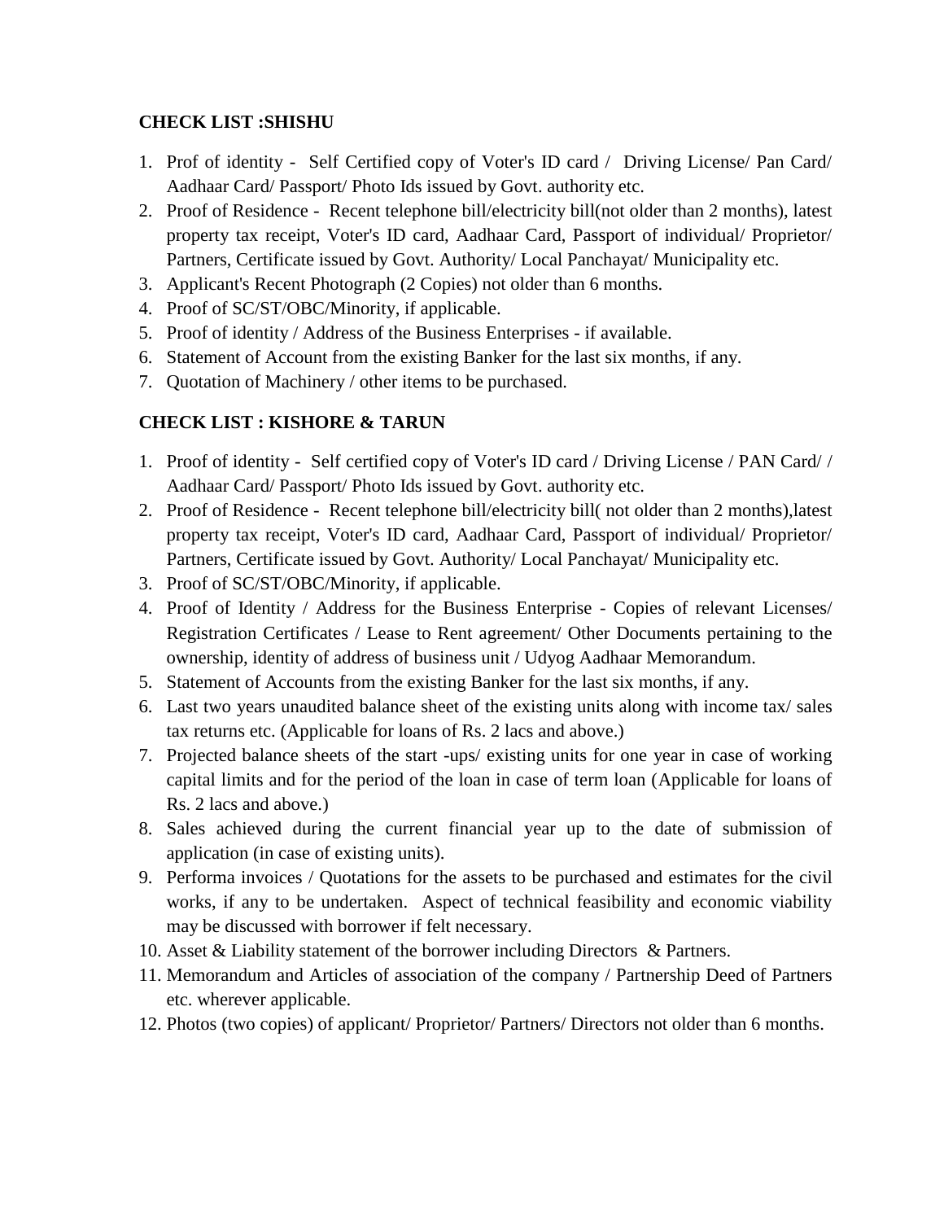**CHECK LIST :SHISHU**

1. Prof of identity - Self Certified copy of Voter's ID card / Driving License/ Pan Card/ Aadhaar Card/ Passport/ Photo Ids issued by Govt. authority etc.
2. Proof of Residence - Recent telephone bill/electricity bill(not older than 2 months), latest property tax receipt, Voter's ID card, Aadhaar Card, Passport of individual/ Proprietor/ Partners, Certificate issued by Govt. Authority/ Local Panchayat/ Municipality etc.
3. Applicant's Recent Photograph (2 Copies) not older than 6 months.
4. Proof of SC/ST/OBC/Minority, if applicable.
5. Proof of identity / Address of the Business Enterprises - if available.
6. Statement of Account from the existing Banker for the last six months, if any.
7. Quotation of Machinery / other items to be purchased.

**CHECK LIST : KISHORE & TARUN**

1. Proof of identity - Self certified copy of Voter's ID card / Driving License / PAN Card/ / Aadhaar Card/ Passport/ Photo Ids issued by Govt. authority etc.
2. Proof of Residence - Recent telephone bill/electricity bill( not older than 2 months),latest property tax receipt, Voter's ID card, Aadhaar Card, Passport of individual/ Proprietor/ Partners, Certificate issued by Govt. Authority/ Local Panchayat/ Municipality etc.
3. Proof of SC/ST/OBC/Minority, if applicable.
4. Proof of Identity / Address for the Business Enterprise - Copies of relevant Licenses/ Registration Certificates / Lease to Rent agreement/ Other Documents pertaining to the ownership, identity of address of business unit / Udyog Aadhaar Memorandum.
5. Statement of Accounts from the existing Banker for the last six months, if any.
6. Last two years unaudited balance sheet of the existing units along with income tax/ sales tax returns etc. (Applicable for loans of Rs. 2 lacs and above.)
7. Projected balance sheets of the start -ups/ existing units for one year in case of working capital limits and for the period of the loan in case of term loan (Applicable for loans of Rs. 2 lacs and above.)
8. Sales achieved during the current financial year up to the date of submission of application (in case of existing units).
9. Performa invoices / Quotations for the assets to be purchased and estimates for the civil works, if any to be undertaken. Aspect of technical feasibility and economic viability may be discussed with borrower if felt necessary.
10. Asset & Liability statement of the borrower including Directors & Partners.
11. Memorandum and Articles of association of the company / Partnership Deed of Partners etc. wherever applicable.
12. Photos (two copies) of applicant/ Proprietor/ Partners/ Directors not older than 6 months.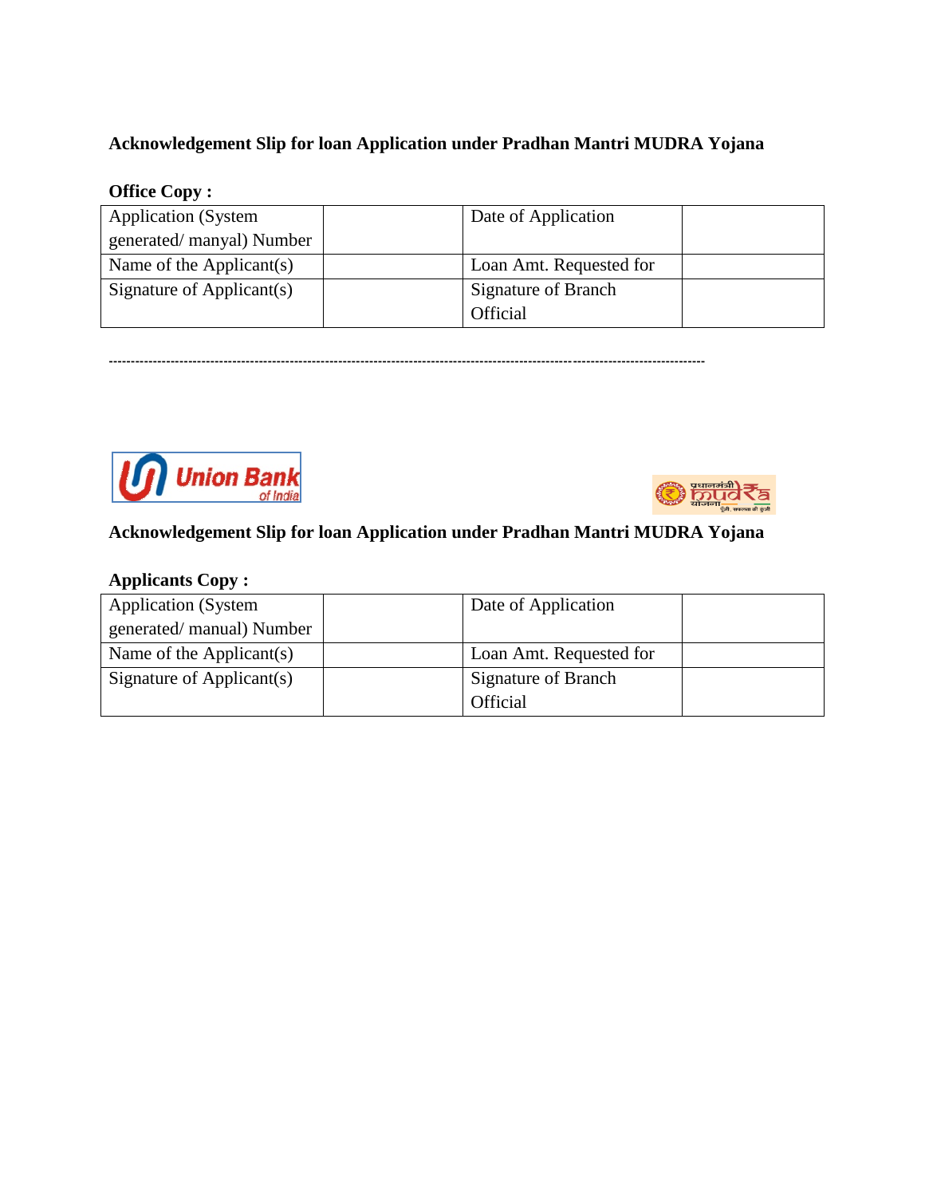**Acknowledgement Slip for loan Application under Pradhan Mantri MUDRA Yojana**

**Office Copy :**

| | | | |
|---|---|---|---|
| Application (System generated/ manyal) Number | | Date of Application | |
| Name of the Applicant(s) | | Loan Amt. Requested for | |
| Signature of Applicant(s) | | Signature of Branch Official | |

---

**Acknowledgement Slip for loan Application under Pradhan Mantri MUDRA Yojana**

**Applicants Copy :**

| | | | |
|---|---|---|---|
| Application (System generated/ manual) Number | | Date of Application | |
| Name of the Applicant(s) | | Loan Amt. Requested for | |
| Signature of Applicant(s) | | Signature of Branch Official | |